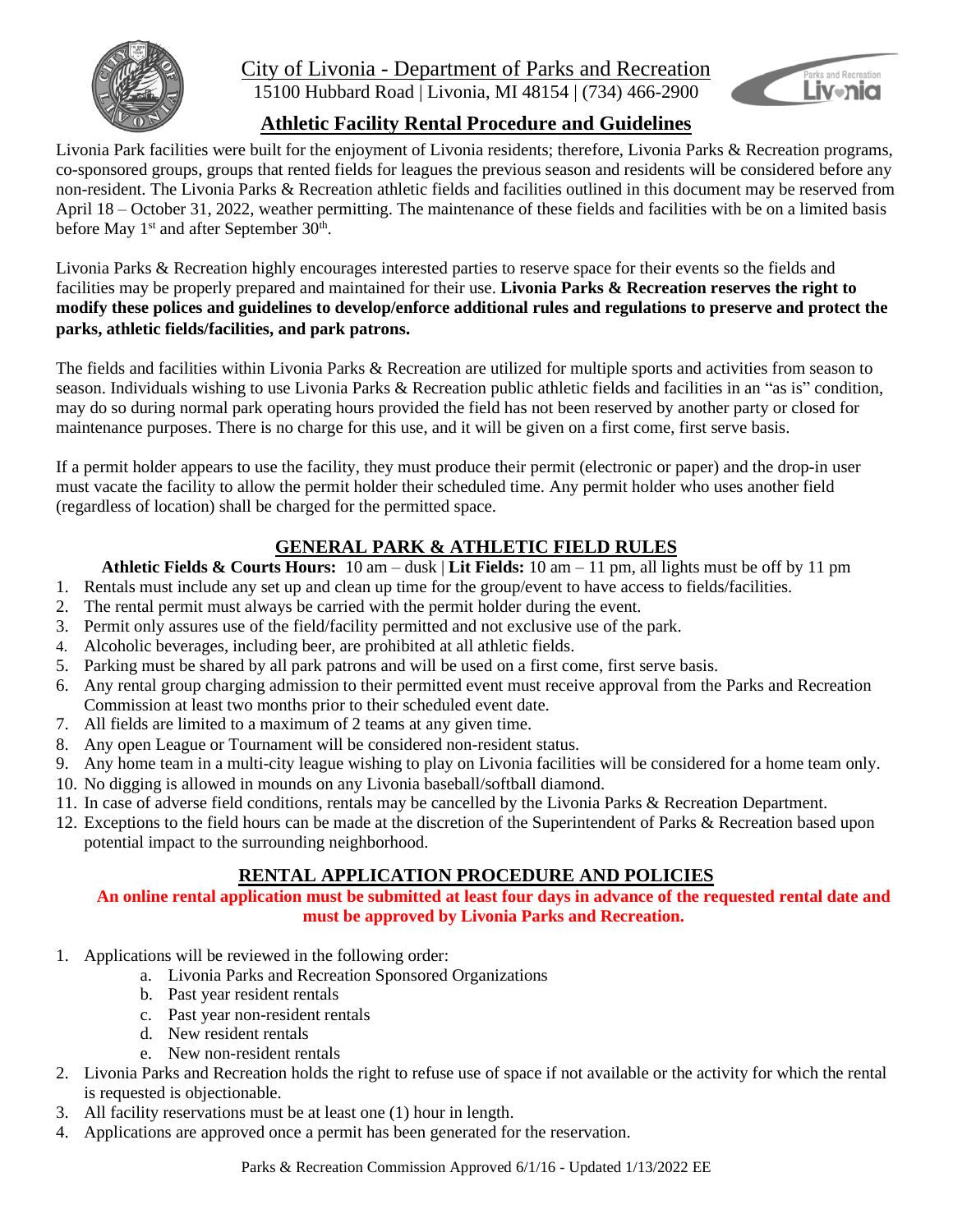City of Livonia - Department of Parks and Recreation
15100 Hubbard Road | Livonia, MI 48154 | (734) 466-2900

# Athletic Facility Rental Procedure and Guidelines

Livonia Park facilities were built for the enjoyment of Livonia residents; therefore, Livonia Parks & Recreation programs, co-sponsored groups, groups that rented fields for leagues the previous season and residents will be considered before any non-resident. The Livonia Parks & Recreation athletic fields and facilities outlined in this document may be reserved from April 18 – October 31, 2022, weather permitting. The maintenance of these fields and facilities with be on a limited basis before May 1st and after September 30th.

Livonia Parks & Recreation highly encourages interested parties to reserve space for their events so the fields and facilities may be properly prepared and maintained for their use. **Livonia Parks & Recreation reserves the right to modify these polices and guidelines to develop/enforce additional rules and regulations to preserve and protect the parks, athletic fields/facilities, and park patrons.**

The fields and facilities within Livonia Parks & Recreation are utilized for multiple sports and activities from season to season. Individuals wishing to use Livonia Parks & Recreation public athletic fields and facilities in an "as is" condition, may do so during normal park operating hours provided the field has not been reserved by another party or closed for maintenance purposes. There is no charge for this use, and it will be given on a first come, first serve basis.

If a permit holder appears to use the facility, they must produce their permit (electronic or paper) and the drop-in user must vacate the facility to allow the permit holder their scheduled time. Any permit holder who uses another field (regardless of location) shall be charged for the permitted space.

## GENERAL PARK & ATHLETIC FIELD RULES

**Athletic Fields & Courts Hours:** 10 am – dusk | **Lit Fields:** 10 am – 11 pm, all lights must be off by 11 pm

1. Rentals must include any set up and clean up time for the group/event to have access to fields/facilities.
2. The rental permit must always be carried with the permit holder during the event.
3. Permit only assures use of the field/facility permitted and not exclusive use of the park.
4. Alcoholic beverages, including beer, are prohibited at all athletic fields.
5. Parking must be shared by all park patrons and will be used on a first come, first serve basis.
6. Any rental group charging admission to their permitted event must receive approval from the Parks and Recreation Commission at least two months prior to their scheduled event date.
7. All fields are limited to a maximum of 2 teams at any given time.
8. Any open League or Tournament will be considered non-resident status.
9. Any home team in a multi-city league wishing to play on Livonia facilities will be considered for a home team only.
10. No digging is allowed in mounds on any Livonia baseball/softball diamond.
11. In case of adverse field conditions, rentals may be cancelled by the Livonia Parks & Recreation Department.
12. Exceptions to the field hours can be made at the discretion of the Superintendent of Parks & Recreation based upon potential impact to the surrounding neighborhood.

## RENTAL APPLICATION PROCEDURE AND POLICIES

**An online rental application must be submitted at least four days in advance of the requested rental date and must be approved by Livonia Parks and Recreation.**

1. Applications will be reviewed in the following order:
   a. Livonia Parks and Recreation Sponsored Organizations
   b. Past year resident rentals
   c. Past year non-resident rentals
   d. New resident rentals
   e. New non-resident rentals
2. Livonia Parks and Recreation holds the right to refuse use of space if not available or the activity for which the rental is requested is objectionable.
3. All facility reservations must be at least one (1) hour in length.
4. Applications are approved once a permit has been generated for the reservation.

Parks & Recreation Commission Approved 6/1/16 - Updated 1/13/2022 EE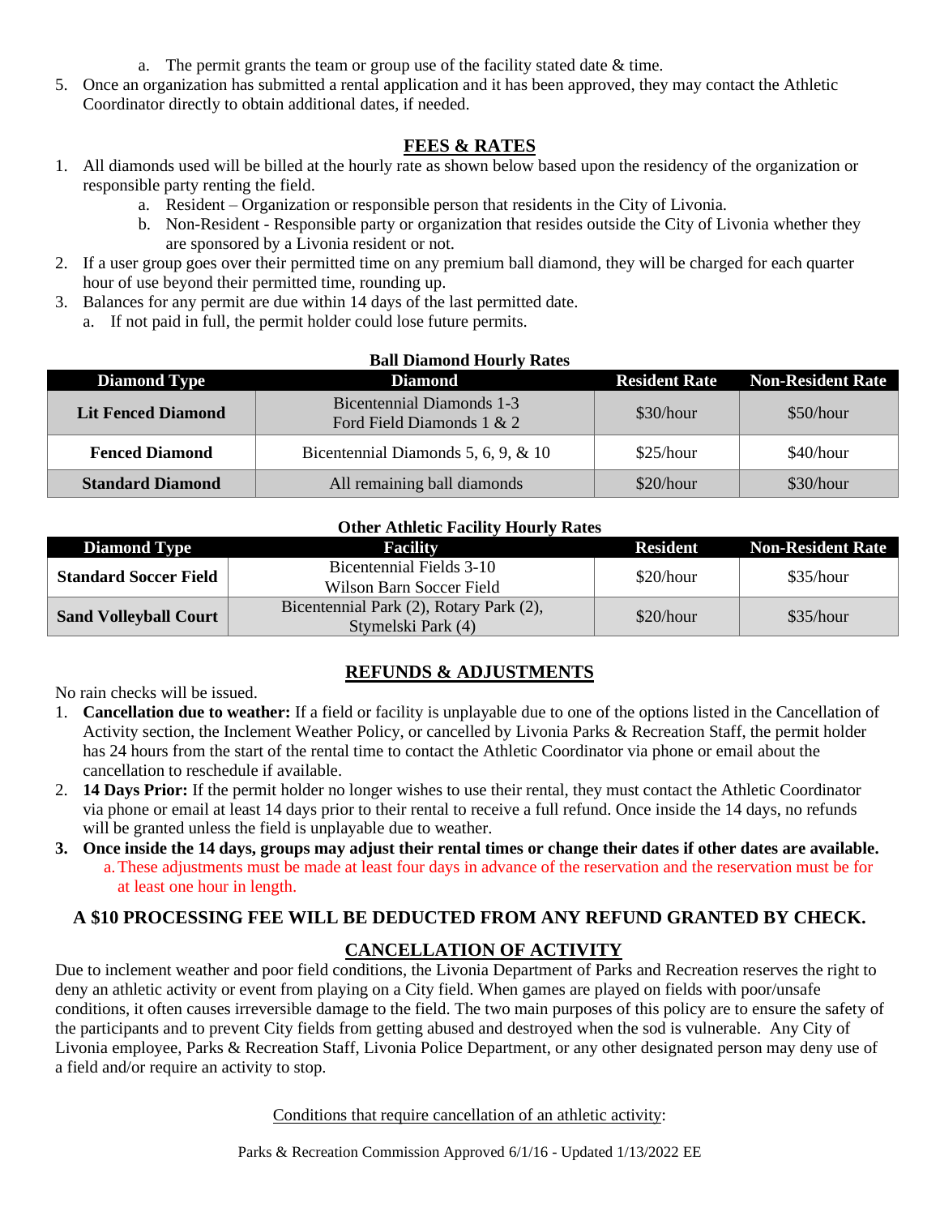a. The permit grants the team or group use of the facility stated date & time.

5. Once an organization has submitted a rental application and it has been approved, they may contact the Athletic Coordinator directly to obtain additional dates, if needed.

## FEES & RATES

1. All diamonds used will be billed at the hourly rate as shown below based upon the residency of the organization or responsible party renting the field.
   a. Resident – Organization or responsible person that residents in the City of Livonia.
   b. Non-Resident - Responsible party or organization that resides outside the City of Livonia whether they are sponsored by a Livonia resident or not.
2. If a user group goes over their permitted time on any premium ball diamond, they will be charged for each quarter hour of use beyond their permitted time, rounding up.
3. Balances for any permit are due within 14 days of the last permitted date.
   a. If not paid in full, the permit holder could lose future permits.

**Ball Diamond Hourly Rates**

| Diamond Type | Diamond | Resident Rate | Non-Resident Rate |
|---|---|---|---|
| **Lit Fenced Diamond** | Bicentennial Diamonds 1-3<br>Ford Field Diamonds 1 & 2 | $30/hour | $50/hour |
| **Fenced Diamond** | Bicentennial Diamonds 5, 6, 9, & 10 | $25/hour | $40/hour |
| **Standard Diamond** | All remaining ball diamonds | $20/hour | $30/hour |

**Other Athletic Facility Hourly Rates**

| Diamond Type | Facility | Resident | Non-Resident Rate |
|---|---|---|---|
| **Standard Soccer Field** | Bicentennial Fields 3-10<br>Wilson Barn Soccer Field | $20/hour | $35/hour |
| **Sand Volleyball Court** | Bicentennial Park (2), Rotary Park (2),<br>Stymelski Park (4) | $20/hour | $35/hour |

## REFUNDS & ADJUSTMENTS

No rain checks will be issued.

1. **Cancellation due to weather:** If a field or facility is unplayable due to one of the options listed in the Cancellation of Activity section, the Inclement Weather Policy, or cancelled by Livonia Parks & Recreation Staff, the permit holder has 24 hours from the start of the rental time to contact the Athletic Coordinator via phone or email about the cancellation to reschedule if available.
2. **14 Days Prior:** If the permit holder no longer wishes to use their rental, they must contact the Athletic Coordinator via phone or email at least 14 days prior to their rental to receive a full refund. Once inside the 14 days, no refunds will be granted unless the field is unplayable due to weather.
3. **Once inside the 14 days, groups may adjust their rental times or change their dates if other dates are available.**
   a. These adjustments must be made at least four days in advance of the reservation and the reservation must be for at least one hour in length.

**A $10 PROCESSING FEE WILL BE DEDUCTED FROM ANY REFUND GRANTED BY CHECK.**

## CANCELLATION OF ACTIVITY

Due to inclement weather and poor field conditions, the Livonia Department of Parks and Recreation reserves the right to deny an athletic activity or event from playing on a City field. When games are played on fields with poor/unsafe conditions, it often causes irreversible damage to the field. The two main purposes of this policy are to ensure the safety of the participants and to prevent City fields from getting abused and destroyed when the sod is vulnerable. Any City of Livonia employee, Parks & Recreation Staff, Livonia Police Department, or any other designated person may deny use of a field and/or require an activity to stop.

Conditions that require cancellation of an athletic activity: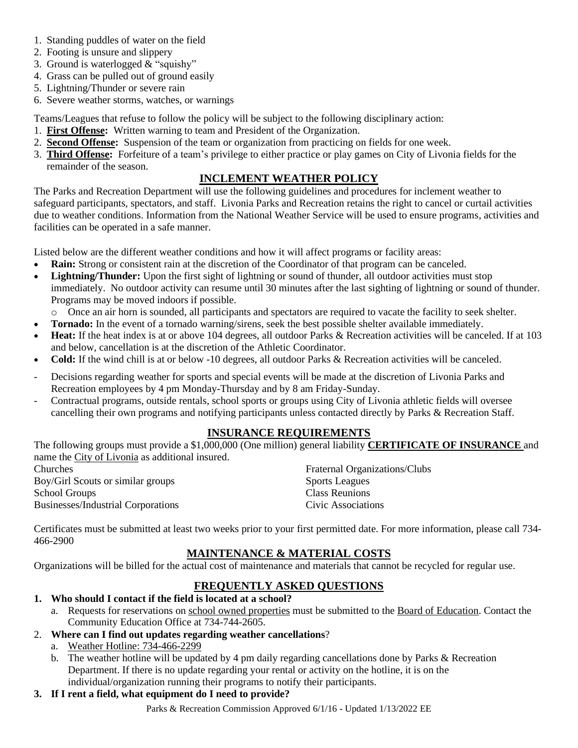1. Standing puddles of water on the field
2. Footing is unsure and slippery
3. Ground is waterlogged & "squishy"
4. Grass can be pulled out of ground easily
5. Lightning/Thunder or severe rain
6. Severe weather storms, watches, or warnings

Teams/Leagues that refuse to follow the policy will be subject to the following disciplinary action:

1. **First Offense:** Written warning to team and President of the Organization.
2. **Second Offense:** Suspension of the team or organization from practicing on fields for one week.
3. **Third Offense:** Forfeiture of a team's privilege to either practice or play games on City of Livonia fields for the remainder of the season.

## INCLEMENT WEATHER POLICY

The Parks and Recreation Department will use the following guidelines and procedures for inclement weather to safeguard participants, spectators, and staff. Livonia Parks and Recreation retains the right to cancel or curtail activities due to weather conditions. Information from the National Weather Service will be used to ensure programs, activities and facilities can be operated in a safe manner.

Listed below are the different weather conditions and how it will affect programs or facility areas:

- **Rain:** Strong or consistent rain at the discretion of the Coordinator of that program can be canceled.
- **Lightning/Thunder:** Upon the first sight of lightning or sound of thunder, all outdoor activities must stop immediately. No outdoor activity can resume until 30 minutes after the last sighting of lightning or sound of thunder. Programs may be moved indoors if possible.
  - Once an air horn is sounded, all participants and spectators are required to vacate the facility to seek shelter.
- **Tornado:** In the event of a tornado warning/sirens, seek the best possible shelter available immediately.
- **Heat:** If the heat index is at or above 104 degrees, all outdoor Parks & Recreation activities will be canceled. If at 103 and below, cancellation is at the discretion of the Athletic Coordinator.
- **Cold:** If the wind chill is at or below -10 degrees, all outdoor Parks & Recreation activities will be canceled.

- Decisions regarding weather for sports and special events will be made at the discretion of Livonia Parks and Recreation employees by 4 pm Monday-Thursday and by 8 am Friday-Sunday.
- Contractual programs, outside rentals, school sports or groups using City of Livonia athletic fields will oversee cancelling their own programs and notifying participants unless contacted directly by Parks & Recreation Staff.

## INSURANCE REQUIREMENTS

The following groups must provide a $1,000,000 (One million) general liability **CERTIFICATE OF INSURANCE** and name the City of Livonia as additional insured.

- Churches
- Boy/Girl Scouts or similar groups
- School Groups
- Businesses/Industrial Corporations
- Fraternal Organizations/Clubs
- Sports Leagues
- Class Reunions
- Civic Associations

Certificates must be submitted at least two weeks prior to your first permitted date. For more information, please call 734-466-2900

## MAINTENANCE & MATERIAL COSTS

Organizations will be billed for the actual cost of maintenance and materials that cannot be recycled for regular use.

## FREQUENTLY ASKED QUESTIONS

1. **Who should I contact if the field is located at a school?**
   a. Requests for reservations on school owned properties must be submitted to the Board of Education. Contact the Community Education Office at 734-744-2605.
2. **Where can I find out updates regarding weather cancellations**?
   a. Weather Hotline: 734-466-2299
   b. The weather hotline will be updated by 4 pm daily regarding cancellations done by Parks & Recreation Department. If there is no update regarding your rental or activity on the hotline, it is on the individual/organization running their programs to notify their participants.
3. **If I rent a field, what equipment do I need to provide?**

Parks & Recreation Commission Approved 6/1/16 - Updated 1/13/2022 EE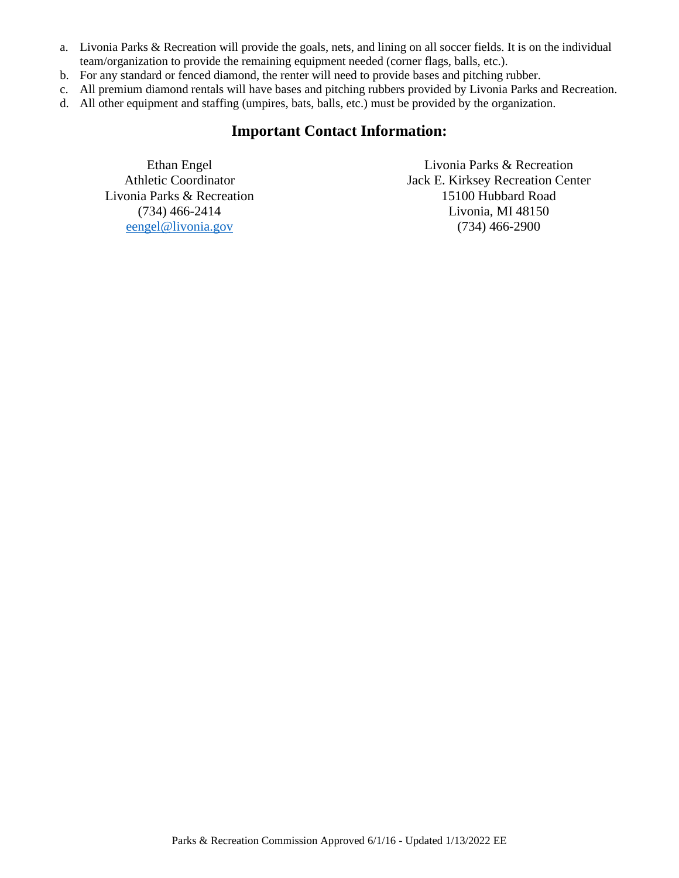a. Livonia Parks & Recreation will provide the goals, nets, and lining on all soccer fields. It is on the individual team/organization to provide the remaining equipment needed (corner flags, balls, etc.).
b. For any standard or fenced diamond, the renter will need to provide bases and pitching rubber.
c. All premium diamond rentals will have bases and pitching rubbers provided by Livonia Parks and Recreation.
d. All other equipment and staffing (umpires, bats, balls, etc.) must be provided by the organization.

## Important Contact Information:

Ethan Engel
Athletic Coordinator
Livonia Parks & Recreation
(734) 466-2414
eengel@livonia.gov

Livonia Parks & Recreation
Jack E. Kirksey Recreation Center
15100 Hubbard Road
Livonia, MI 48150
(734) 466-2900

Parks & Recreation Commission Approved 6/1/16 - Updated 1/13/2022 EE